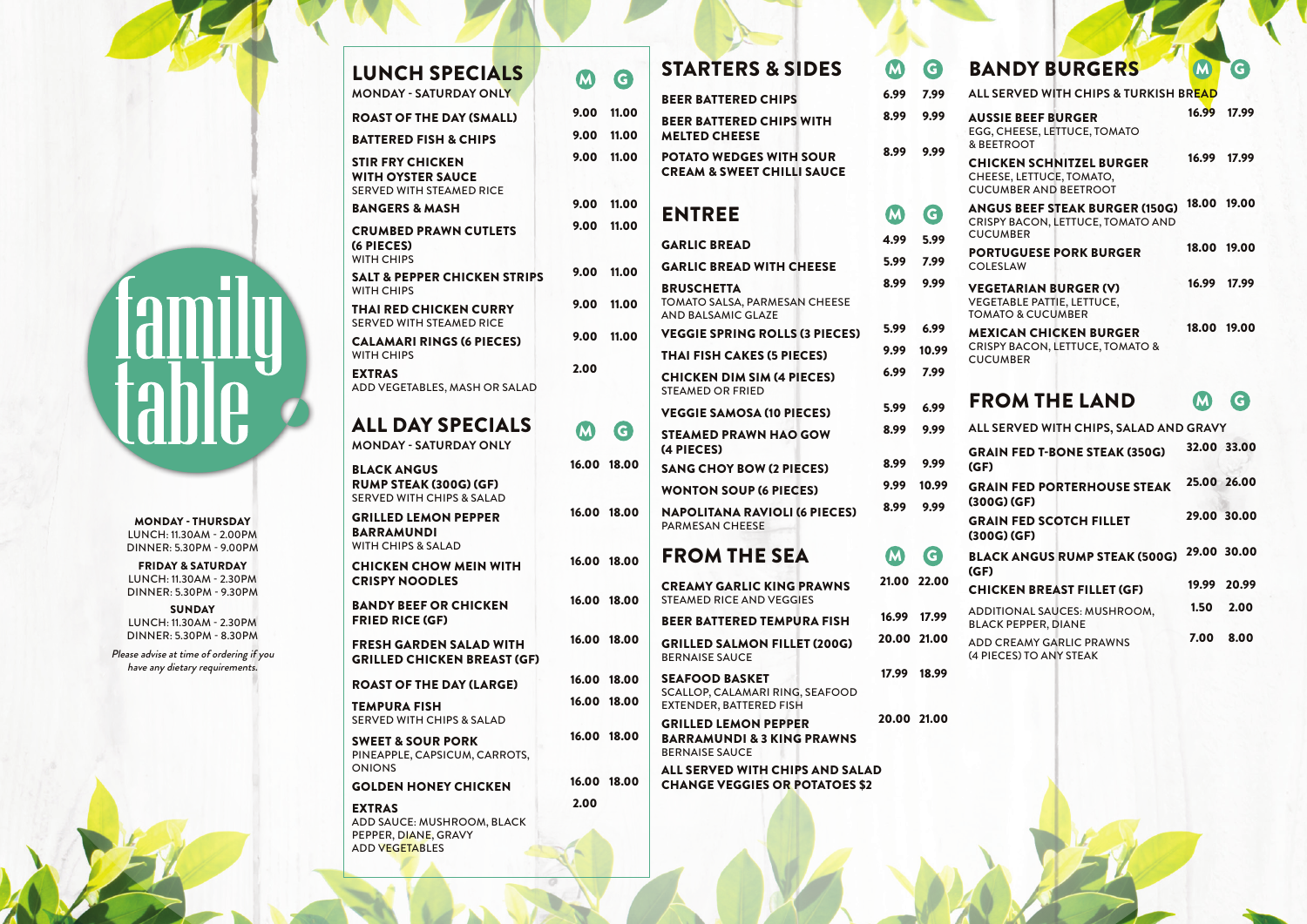# family table

**MONDAY - THURSDAY**
LUNCH: 11.30AM - 2.00PM
DINNER: 5.30PM - 9.00PM

**FRIDAY & SATURDAY**
LUNCH: 11.30AM - 2.30PM
DINNER: 5.30PM - 9.30PM

**SUNDAY**
LUNCH: 11.30AM - 2.30PM
DINNER: 5.30PM - 8.30PM

*Please advise at time of ordering if you have any dietary requirements.*

## LUNCH SPECIALS

MONDAY - SATURDAY ONLY

| Item | M | G |
|---|---|---|
| **ROAST OF THE DAY (SMALL)** | 9.00 | 11.00 |
| **BATTERED FISH & CHIPS** | 9.00 | 11.00 |
| **STIR FRY CHICKEN WITH OYSTER SAUCE**<br>SERVED WITH STEAMED RICE | 9.00 | 11.00 |
| **BANGERS & MASH** | 9.00 | 11.00 |
| **CRUMBED PRAWN CUTLETS (6 PIECES)**<br>WITH CHIPS | 9.00 | 11.00 |
| **SALT & PEPPER CHICKEN STRIPS**<br>WITH CHIPS | 9.00 | 11.00 |
| **THAI RED CHICKEN CURRY**<br>SERVED WITH STEAMED RICE | 9.00 | 11.00 |
| **CALAMARI RINGS (6 PIECES)**<br>WITH CHIPS | 9.00 | 11.00 |
| **EXTRAS**<br>ADD VEGETABLES, MASH OR SALAD | 2.00 | |

## ALL DAY SPECIALS

MONDAY - SATURDAY ONLY

| Item | M | G |
|---|---|---|
| **BLACK ANGUS RUMP STEAK (300G) (GF)**<br>SERVED WITH CHIPS & SALAD | 16.00 | 18.00 |
| **GRILLED LEMON PEPPER BARRAMUNDI**<br>WITH CHIPS & SALAD | 16.00 | 18.00 |
| **CHICKEN CHOW MEIN WITH CRISPY NOODLES** | 16.00 | 18.00 |
| **BANDY BEEF OR CHICKEN FRIED RICE (GF)** | 16.00 | 18.00 |
| **FRESH GARDEN SALAD WITH GRILLED CHICKEN BREAST (GF)** | 16.00 | 18.00 |
| **ROAST OF THE DAY (LARGE)** | 16.00 | 18.00 |
| **TEMPURA FISH**<br>SERVED WITH CHIPS & SALAD | 16.00 | 18.00 |
| **SWEET & SOUR PORK**<br>PINEAPPLE, CAPSICUM, CARROTS, ONIONS | 16.00 | 18.00 |
| **GOLDEN HONEY CHICKEN** | 16.00 | 18.00 |
| **EXTRAS**<br>ADD SAUCE: MUSHROOM, BLACK PEPPER, DIANE, GRAVY<br>ADD VEGETABLES | 2.00 | |

## STARTERS & SIDES

| Item | M | G |
|---|---|---|
| **BEER BATTERED CHIPS** | 6.99 | 7.99 |
| **BEER BATTERED CHIPS WITH MELTED CHEESE** | 8.99 | 9.99 |
| **POTATO WEDGES WITH SOUR CREAM & SWEET CHILLI SAUCE** | 8.99 | 9.99 |

## ENTREE

| Item | M | G |
|---|---|---|
| **GARLIC BREAD** | 4.99 | 5.99 |
| **GARLIC BREAD WITH CHEESE** | 5.99 | 7.99 |
| **BRUSCHETTA**<br>TOMATO SALSA, PARMESAN CHEESE AND BALSAMIC GLAZE | 8.99 | 9.99 |
| **VEGGIE SPRING ROLLS (3 PIECES)** | 5.99 | 6.99 |
| **THAI FISH CAKES (5 PIECES)** | 9.99 | 10.99 |
| **CHICKEN DIM SIM (4 PIECES)**<br>STEAMED OR FRIED | 6.99 | 7.99 |
| **VEGGIE SAMOSA (10 PIECES)** | 5.99 | 6.99 |
| **STEAMED PRAWN HAO GOW (4 PIECES)** | 8.99 | 9.99 |
| **SANG CHOY BOW (2 PIECES)** | 8.99 | 9.99 |
| **WONTON SOUP (6 PIECES)** | 9.99 | 10.99 |
| **NAPOLITANA RAVIOLI (6 PIECES)**<br>PARMESAN CHEESE | 8.99 | 9.99 |

## FROM THE SEA

| Item | M | G |
|---|---|---|
| **CREAMY GARLIC KING PRAWNS**<br>STEAMED RICE AND VEGGIES | 21.00 | 22.00 |
| **BEER BATTERED TEMPURA FISH** | 16.99 | 17.99 |
| **GRILLED SALMON FILLET (200G)**<br>BERNAISE SAUCE | 20.00 | 21.00 |
| **SEAFOOD BASKET**<br>SCALLOP, CALAMARI RING, SEAFOOD EXTENDER, BATTERED FISH | 17.99 | 18.99 |
| **GRILLED LEMON PEPPER BARRAMUNDI & 3 KING PRAWNS**<br>BERNAISE SAUCE | 20.00 | 21.00 |

**ALL SERVED WITH CHIPS AND SALAD**
**CHANGE VEGGIES OR POTATOES $2**

## BANDY BURGERS

ALL SERVED WITH CHIPS & TURKISH BREAD

| Item | M | G |
|---|---|---|
| **AUSSIE BEEF BURGER**<br>EGG, CHEESE, LETTUCE, TOMATO & BEETROOT | 16.99 | 17.99 |
| **CHICKEN SCHNITZEL BURGER**<br>CHEESE, LETTUCE, TOMATO, CUCUMBER AND BEETROOT | 16.99 | 17.99 |
| **ANGUS BEEF STEAK BURGER (150G)**<br>CRISPY BACON, LETTUCE, TOMATO AND CUCUMBER | 18.00 | 19.00 |
| **PORTUGUESE PORK BURGER**<br>COLESLAW | 18.00 | 19.00 |
| **VEGETARIAN BURGER (V)**<br>VEGETABLE PATTIE, LETTUCE, TOMATO & CUCUMBER | 16.99 | 17.99 |
| **MEXICAN CHICKEN BURGER**<br>CRISPY BACON, LETTUCE, TOMATO & CUCUMBER | 18.00 | 19.00 |

## FROM THE LAND

ALL SERVED WITH CHIPS, SALAD AND GRAVY

| Item | M | G |
|---|---|---|
| **GRAIN FED T-BONE STEAK (350G) (GF)** | 32.00 | 33.00 |
| **GRAIN FED PORTERHOUSE STEAK (300G) (GF)** | 25.00 | 26.00 |
| **GRAIN FED SCOTCH FILLET (300G) (GF)** | 29.00 | 30.00 |
| **BLACK ANGUS RUMP STEAK (500G) (GF)** | 29.00 | 30.00 |
| **CHICKEN BREAST FILLET (GF)** | 19.99 | 20.99 |
| ADDITIONAL SAUCES: MUSHROOM, BLACK PEPPER, DIANE | 1.50 | 2.00 |
| ADD CREAMY GARLIC PRAWNS (4 PIECES) TO ANY STEAK | 7.00 | 8.00 |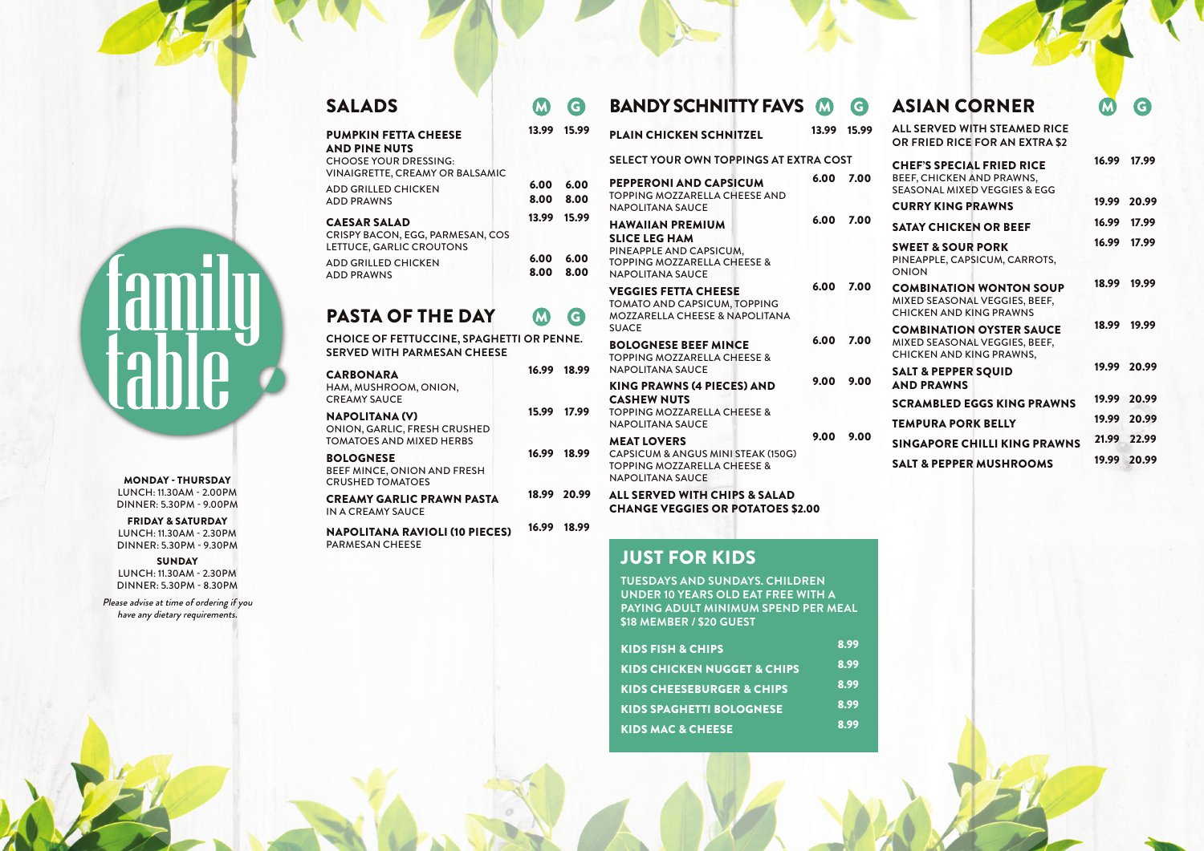family table

**MONDAY - THURSDAY**
LUNCH: 11.30AM - 2.00PM
DINNER: 5.30PM - 9.00PM

**FRIDAY & SATURDAY**
LUNCH: 11.30AM - 2.30PM
DINNER: 5.30PM - 9.30PM

**SUNDAY**
LUNCH: 11.30AM - 2.30PM
DINNER: 5.30PM - 8.30PM

*Please advise at time of ordering if you have any dietary requirements.*

## SALADS

| | M | G |
|---|---|---|
| **PUMPKIN FETTA CHEESE AND PINE NUTS**<br>CHOOSE YOUR DRESSING: VINAIGRETTE, CREAMY OR BALSAMIC | 13.99 | 15.99 |
| ADD GRILLED CHICKEN | 6.00 | 6.00 |
| ADD PRAWNS | 8.00 | 8.00 |
| **CAESAR SALAD**<br>CRISPY BACON, EGG, PARMESAN, COS LETTUCE, GARLIC CROUTONS | 13.99 | 15.99 |
| ADD GRILLED CHICKEN | 6.00 | 6.00 |
| ADD PRAWNS | 8.00 | 8.00 |

## PASTA OF THE DAY

CHOICE OF FETTUCCINE, SPAGHETTI OR PENNE. SERVED WITH PARMESAN CHEESE

| | M | G |
|---|---|---|
| **CARBONARA**<br>HAM, MUSHROOM, ONION, CREAMY SAUCE | 16.99 | 18.99 |
| **NAPOLITANA (V)**<br>ONION, GARLIC, FRESH CRUSHED TOMATOES AND MIXED HERBS | 15.99 | 17.99 |
| **BOLOGNESE**<br>BEEF MINCE, ONION AND FRESH CRUSHED TOMATOES | 16.99 | 18.99 |
| **CREAMY GARLIC PRAWN PASTA**<br>IN A CREAMY SAUCE | 18.99 | 20.99 |
| **NAPOLITANA RAVIOLI (10 PIECES)**<br>PARMESAN CHEESE | 16.99 | 18.99 |

## BANDY SCHNITTY FAVS

| | M | G |
|---|---|---|
| **PLAIN CHICKEN SCHNITZEL** | 13.99 | 15.99 |
| SELECT YOUR OWN TOPPINGS AT EXTRA COST | | |
| **PEPPERONI AND CAPSICUM**<br>TOPPING MOZZARELLA CHEESE AND NAPOLITANA SAUCE | 6.00 | 7.00 |
| **HAWAIIAN PREMIUM SLICE LEG HAM**<br>PINEAPPLE AND CAPSICUM, TOPPING MOZZARELLA CHEESE & NAPOLITANA SAUCE | 6.00 | 7.00 |
| **VEGGIES FETTA CHEESE**<br>TOMATO AND CAPSICUM, TOPPING MOZZARELLA CHEESE & NAPOLITANA SUACE | 6.00 | 7.00 |
| **BOLOGNESE BEEF MINCE**<br>TOPPING MOZZARELLA CHEESE & NAPOLITANA SAUCE | 6.00 | 7.00 |
| **KING PRAWNS (4 PIECES) AND CASHEW NUTS**<br>TOPPING MOZZARELLA CHEESE & NAPOLITANA SAUCE | 9.00 | 9.00 |
| **MEAT LOVERS**<br>CAPSICUM & ANGUS MINI STEAK (150G) TOPPING MOZZARELLA CHEESE & NAPOLITANA SAUCE | 9.00 | 9.00 |

**ALL SERVED WITH CHIPS & SALAD**
**CHANGE VEGGIES OR POTATOES $2.00**

## JUST FOR KIDS

TUESDAYS AND SUNDAYS. CHILDREN UNDER 10 YEARS OLD EAT FREE WITH A PAYING ADULT MINIMUM SPEND PER MEAL $18 MEMBER / $20 GUEST

| | |
|---|---|
| KIDS FISH & CHIPS | 8.99 |
| KIDS CHICKEN NUGGET & CHIPS | 8.99 |
| KIDS CHEESEBURGER & CHIPS | 8.99 |
| KIDS SPAGHETTI BOLOGNESE | 8.99 |
| KIDS MAC & CHEESE | 8.99 |

## ASIAN CORNER

ALL SERVED WITH STEAMED RICE OR FRIED RICE FOR AN EXTRA $2

| | M | G |
|---|---|---|
| **CHEF'S SPECIAL FRIED RICE**<br>BEEF, CHICKEN AND PRAWNS, SEASONAL MIXED VEGGIES & EGG | 16.99 | 17.99 |
| **CURRY KING PRAWNS** | 19.99 | 20.99 |
| **SATAY CHICKEN OR BEEF** | 16.99 | 17.99 |
| **SWEET & SOUR PORK**<br>PINEAPPLE, CAPSICUM, CARROTS, ONION | 16.99 | 17.99 |
| **COMBINATION WONTON SOUP**<br>MIXED SEASONAL VEGGIES, BEEF, CHICKEN AND KING PRAWNS | 18.99 | 19.99 |
| **COMBINATION OYSTER SAUCE**<br>MIXED SEASONAL VEGGIES, BEEF, CHICKEN AND KING PRAWNS, | 18.99 | 19.99 |
| **SALT & PEPPER SQUID AND PRAWNS** | 19.99 | 20.99 |
| **SCRAMBLED EGGS KING PRAWNS** | 19.99 | 20.99 |
| **TEMPURA PORK BELLY** | 19.99 | 20.99 |
| **SINGAPORE CHILLI KING PRAWNS** | 21.99 | 22.99 |
| **SALT & PEPPER MUSHROOMS** | 19.99 | 20.99 |